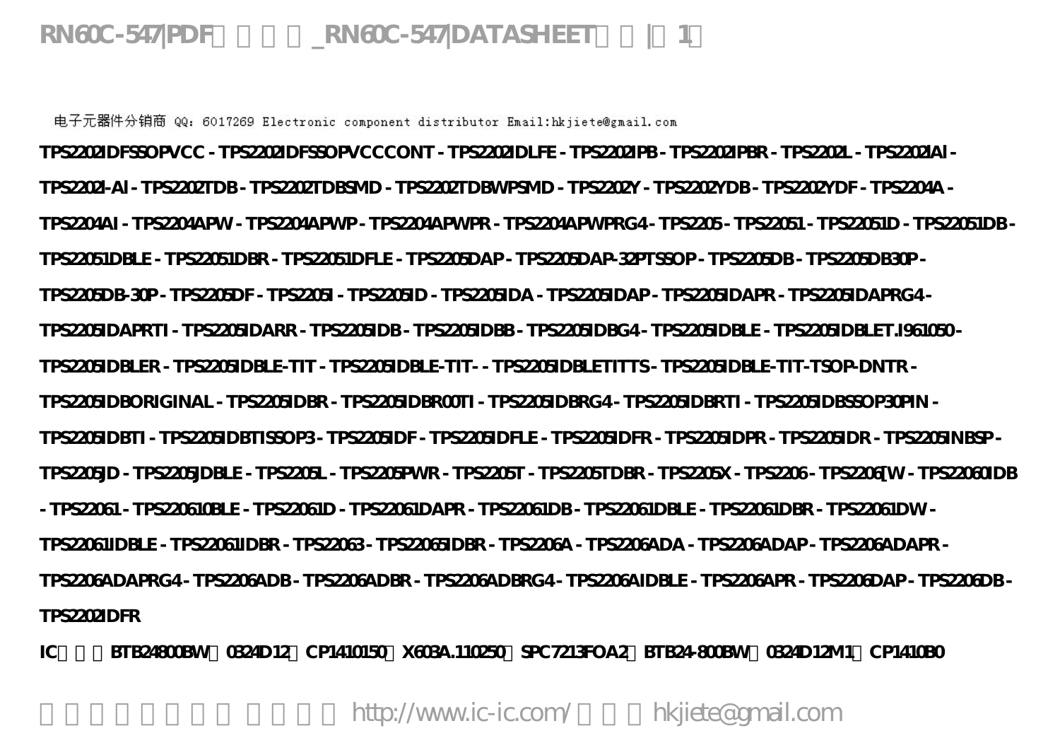RN60C-547|PDF _RN60C-547|DATASHEET | 1

电子元器件分销商 QQ: 6017269 Electronic component distributor Email:hkjiete@gmail.com

**TPS2202IDFSSOPVCC - TPS2202IDFSSOPVCCCONT - TPS2202IDLFE - TPS2202IPB - TPS2202IPBR - TPS2202L - TPS2202IAI - TPS2202I-AI - TPS2202TDB - TPS2202TDBSMD - TPS2202TDBWPSMD - TPS2202Y - TPS2202YDB - TPS2202YDF - TPS2204A - TPS2204AI - TPS2204APW - TPS2204APWP - TPS2204APWPR - TPS2204APWPRG4 - TPS2205 - TPS22051 - TPS22051D - TPS22051DB - TPS22051DBLE - TPS22051DBR - TPS22051DFLE - TPS2205DAP - TPS2205DAP-32PTSSOP - TPS2205DB - TPS2205DB30P - TPS2205DB-30P - TPS2205DF - TPS2205I - TPS2205ID - TPS2205IDA - TPS2205IDAP - TPS2205IDAPR - TPS2205IDAPRG4 - TPS2205IDAPRTI - TPS2205IDARR - TPS2205IDB - TPS2205IDBB - TPS2205IDBG4 - TPS2205IDBLE - TPS2205IDBLET.I961050 - TPS2205IDBLER - TPS2205IDBLE-TIT - TPS2205IDBLE-TIT- - TPS2205IDBLETITTS - TPS2205IDBLE-TIT-TSOP-DNTR - TPS2205IDBORIGINAL - TPS2205IDBR - TPS2205IDBR00TI - TPS2205IDBRG4 - TPS2205IDBRTI - TPS2205IDBSSOP30PIN - TPS2205IDBTI - TPS2205IDBTISSOP3 - TPS2205IDF - TPS2205IDFLE - TPS2205IDFR - TPS2205IDPR - TPS2205IDR - TPS2205INBSP - TPS2205JD - TPS2205JDBLE - TPS2205L - TPS2205PWR - TPS2205T - TPS2205TDBR - TPS2205X - TPS2206 - TPS2206[W - TPS22060IDB - TPS22061 - TPS220610BLE - TPS22061D - TPS22061DAPR - TPS22061DB - TPS22061DBLE - TPS22061DBR - TPS22061DW - TPS22061IDBLE - TPS22061IDBR - TPS22063 - TPS22065IDBR - TPS2206A - TPS2206ADA - TPS2206ADAP - TPS2206ADAPR - TPS2206ADAPRG4 - TPS2206ADB - TPS2206ADBR - TPS2206ADBRG4 - TPS2206AIDBLE - TPS2206APR - TPS2206DAP - TPS2206DB - TPS2202IDFR**

**IC BTB24800BW 0324D12 CP1410150 X603A.110250 SPC7213FOA2 BTB24-800BW 0324D12M1 CP1410B0**

http://www.ic-ic.com/ hkjiete@gmail.com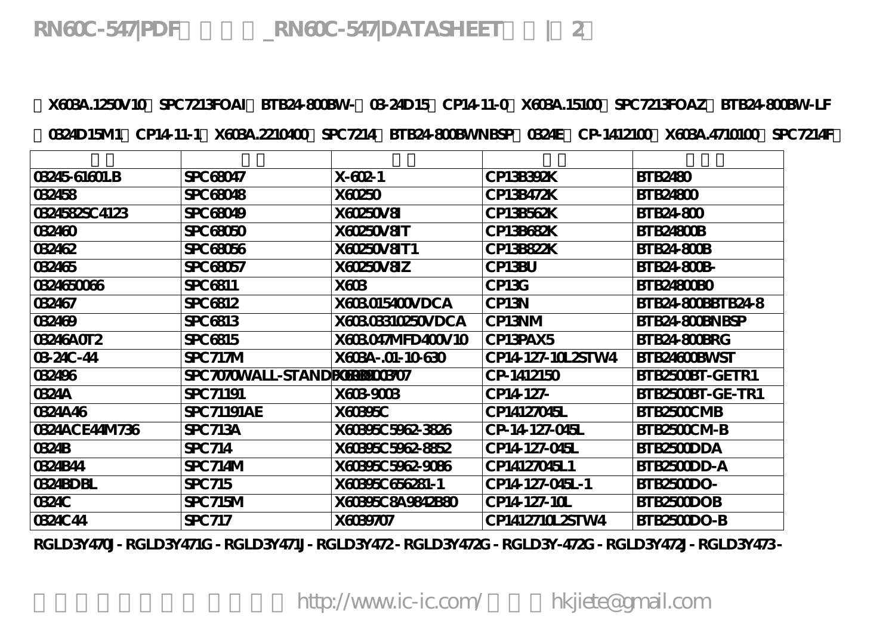X603A.1250V10、SPC7213FOAI、BTB24-800BW-、03-24D15、CP14-11-0、X603A.15100、SPC7213FOAZ、BTB24-800BW-LF、0324D15M1、CP14-11-1、X603A.2210400、SPC7214、BTB24-800BWNBSP、0324E、CP-1412100、X603A.4710100、SPC7214F、

| | | | | |
|---|---|---|---|---|
| 03245-61601LB | SPC68047 | X-602-1 | CP13B392K | BTB2480 |
| 032458 | SPC68048 | X60250 | CP13B472K | BTB24800 |
| 0324582SC4123 | SPC68049 | X60250V8I | CP13B562K | BTB24-800 |
| 032460 | SPC68050 | X60250V8IT | CP13B682K | BTB24800B |
| 032462 | SPC68056 | X60250V8IT1 | CP13B822K | BTB24-800B |
| 032465 | SPC68057 | X60250V8IZ | CP13BU | BTB24-800B- |
| 0324650066 | SPC6811 | X603 | CP13G | BTB24800B0 |
| 032467 | SPC6812 | X603.015400VDCA | CP13N | BTB24-800BBTB24-8 |
| 032469 | SPC6813 | X603.03310250VDCA | CP13NM | BTB24-800BNBSP |
| 03246A0T2 | SPC6815 | X603.047MFD400V10 | CP13PAX5 | BTB24-800BRG |
| 03-24C-44 | SPC717M | X603A-.01-10-630 | CP14-127-10L2STW4 | BTB24600BWST |
| 032496 | SPC7070WALL-STANDFORD | X603B03707 | CP-1412150 | BTB2500BT-GETR1 |
| 0324A | SPC71191 | X603-9003 | CP14-127- | BTB2500BT-GE-TR1 |
| 0324A46 | SPC71191AE | X60395C | CP14127045L | BTB2500CMB |
| 0324ACE44M736 | SPC713A | X60395C5962-3826 | CP-14-127-045L | BTB2500CM-B |
| 0324B | SPC714 | X60395C5962-8852 | CP14-127-045L | BTB2500DDA |
| 0324B44 | SPC714M | X60395C5962-9086 | CP14127045L1 | BTB2500DD-A |
| 0324BDBL | SPC715 | X60395C656281-1 | CP14-127-045L-1 | BTB2500DO- |
| 0324C | SPC715M | X60395C8A9842B80 | CP14-127-10L | BTB2500DOB |
| 0324C44 | SPC717 | X6039707 | CP1412710L2STW4 | BTB2500DO-B |

RGLD3Y470J - RGLD3Y471G - RGLD3Y471J - RGLD3Y472 - RGLD3Y472G - RGLD3Y-472G - RGLD3Y472J - RGLD3Y473 -

http://www.ic-ic.com/ hkjiete@gmail.com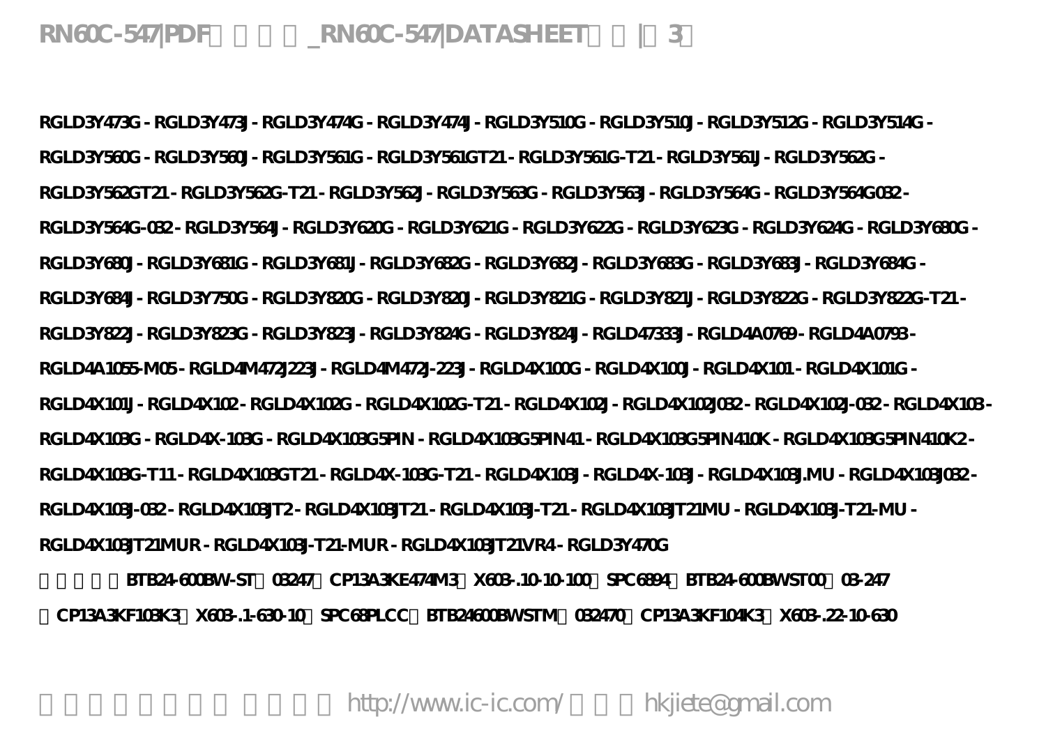RGLD3Y473G - RGLD3Y473J - RGLD3Y474G - RGLD3Y474J - RGLD3Y510G - RGLD3Y510J - RGLD3Y512G - RGLD3Y514G - RGLD3Y560G - RGLD3Y560J - RGLD3Y561G - RGLD3Y561GT21 - RGLD3Y561G-T21 - RGLD3Y561J - RGLD3Y562G - RGLD3Y562GT21 - RGLD3Y562G-T21 - RGLD3Y562J - RGLD3Y563G - RGLD3Y563J - RGLD3Y564G - RGLD3Y564G032 - RGLD3Y564G-032 - RGLD3Y564J - RGLD3Y620G - RGLD3Y621G - RGLD3Y622G - RGLD3Y623G - RGLD3Y624G - RGLD3Y680G - RGLD3Y680J - RGLD3Y681G - RGLD3Y681J - RGLD3Y682G - RGLD3Y682J - RGLD3Y683G - RGLD3Y683J - RGLD3Y684G - RGLD3Y684J - RGLD3Y750G - RGLD3Y820G - RGLD3Y820J - RGLD3Y821G - RGLD3Y821J - RGLD3Y822G - RGLD3Y822G-T21 - RGLD3Y822J - RGLD3Y823G - RGLD3Y823J - RGLD3Y824G - RGLD3Y824J - RGLD47333J - RGLD4A0769 - RGLD4A0793 - RGLD4A1055-M05 - RGLD4M472J223J - RGLD4M472J-223J - RGLD4X100G - RGLD4X100J - RGLD4X101 - RGLD4X101G - RGLD4X101J - RGLD4X102 - RGLD4X102G - RGLD4X102G-T21 - RGLD4X102J - RGLD4X102J032 - RGLD4X102J-032 - RGLD4X103 - RGLD4X103G - RGLD4X-103G - RGLD4X103G5PIN - RGLD4X103G5PIN41 - RGLD4X103G5PIN410K - RGLD4X103G5PIN410K2 - RGLD4X103G-T11 - RGLD4X103GT21 - RGLD4X-103G-T21 - RGLD4X103J - RGLD4X-103J - RGLD4X103J.MU - RGLD4X103J032 - RGLD4X103J-032 - RGLD4X103JT2 - RGLD4X103JT21 - RGLD4X103J-T21 - RGLD4X103JT21MU - RGLD4X103J-T21-MU - RGLD4X103JT21MUR - RGLD4X103J-T21-MUR - RGLD4X103JT21VR4 - RGLD3Y470G

BTB24-600BW-ST 03247 CP13A3KE474M3 X603-.10-10-100 SPC6894 BTB24-600BWST00 03-247 CP13A3KF103K3 X603-.1-630-10 SPC68PLCC BTB24600BWSTM 032470 CP13A3KF104K3 X603-.22-10-630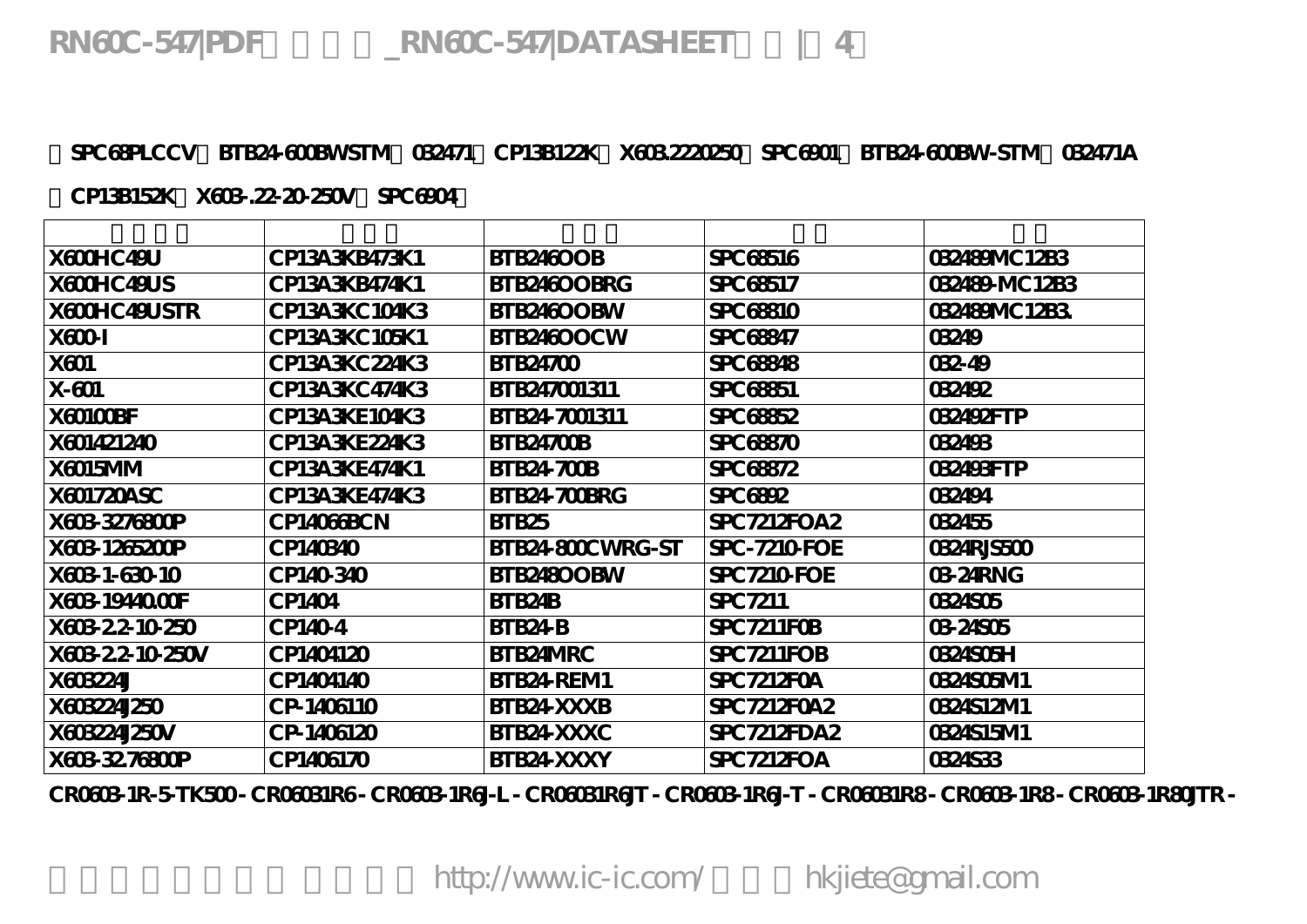SPC68PLCCV BTB24-600BWSTM 032471 CP13B122K X603.2220250 SPC6901 BTB24-600BW-STM 032471A

CP13B152K X603-.22-20-250V SPC6904

| | | | | |
|---|---|---|---|---|
| X600HC49U | CP13A3KB473K1 | BTB246OOB | SPC68516 | 032489MC12B3 |
| X600HC49US | CP13A3KB474K1 | BTB246OOBRG | SPC68517 | 032489-MC12B3 |
| X600HC49USTR | CP13A3KC104K3 | BTB246OOBW | SPC68810 | 032489MC12B3. |
| X600-I | CP13A3KC105K1 | BTB246OOCW | SPC68847 | 03249 |
| X601 | CP13A3KC224K3 | BTB24700 | SPC68848 | 032-49 |
| X-601 | CP13A3KC474K3 | BTB247001311 | SPC68851 | 032492 |
| X60100BF | CP13A3KE104K3 | BTB24-7001311 | SPC68852 | 032492FTP |
| X601421240 | CP13A3KE224K3 | BTB24700B | SPC68870 | 032493 |
| X6015MM | CP13A3KE474K1 | BTB24-700B | SPC68872 | 032493FTP |
| X601720ASC | CP13A3KE474K3 | BTB24-700BRG | SPC6892 | 032494 |
| X603-3276800P | CP14066BCN | BTB25 | SPC7212FOA2 | 032455 |
| X603-1265200P | CP140340 | BTB24-800CWRG-ST | SPC-7210-FOE | 0324RJS500 |
| X603-1-630-10 | CP140-340 | BTB248OOBW | SPC7210-FOE | 03-24RNG |
| X603-19440.00F | CP1404 | BTB24B | SPC7211 | 0324S05 |
| X603-2.2-10-250 | CP140-4 | BTB24-B | SPC7211F0B | 03-24S05 |
| X603-2.2-10-250V | CP1404120 | BTB24MRC | SPC7211FOB | 0324S05H |
| X603224J | CP1404140 | BTB24-REM1 | SPC7212F0A | 0324S05M1 |
| X603224J250 | CP-1406110 | BTB24-XXXB | SPC7212F0A2 | 0324S12M1 |
| X603224J250V | CP-1406120 | BTB24-XXXC | SPC7212FDA2 | 0324S15M1 |
| X603-32.76800P | CP1406170 | BTB24-XXXY | SPC7212FOA | 0324S33 |

CR0603-1R-5-TK500 - CR06031R6 - CR0603-1R6J-L - CR06031R6JT - CR0603-1R6J-T - CR06031R8 - CR0603-1R8 - CR0603-1R80JTR -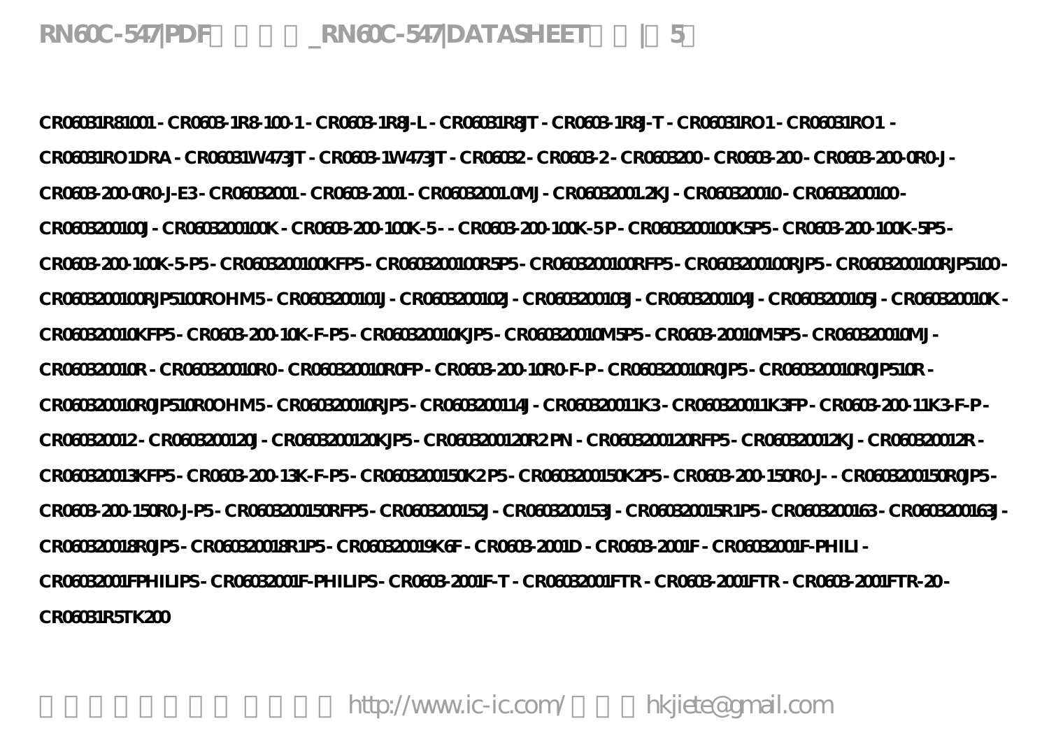CR06031R81001 - CR0603-1R8-100-1 - CR0603-1R8J-L - CR06031R8JT - CR0603-1R8J-T - CR06031RO1 - CR06031RO1 - CR06031RO1DRA - CR06031W473JT - CR0603-1W473JT - CR06032 - CR0603-2 - CR0603200 - CR0603-200 - CR0603-200-0R0-J - CR0603-200-0R0-J-E3 - CR06032001 - CR0603-2001 - CR06032001.0MJ - CR06032001.2KJ - CR060320010 - CR0603200100 - CR0603200100J - CR0603200100K - CR0603-200-100K-5 - - CR0603-200-100K-5 P - CR0603200100K5P5 - CR0603-200-100K-5P5 - CR0603-200-100K-5-P5 - CR0603200100KFP5 - CR0603200100R5P5 - CR0603200100RFP5 - CR0603200100RJP5 - CR0603200100RJP5100 - CR0603200100RJP5100ROHM5 - CR0603200101J - CR0603200102J - CR0603200103J - CR0603200104J - CR0603200105J - CR060320010K - CR060320010KFP5 - CR0603-200-10K-F-P5 - CR060320010KJP5 - CR060320010M5P5 - CR0603-20010M5P5 - CR060320010MJ - CR060320010R - CR060320010R0 - CR060320010R0FP - CR0603-200-10R0-F-P - CR060320010R0JP5 - CR060320010R0JP510R - CR060320010R0JP510R0OHM5 - CR060320010RJP5 - CR0603200114J - CR060320011K3 - CR060320011K3FP - CR0603-200-11K3-F-P - CR060320012 - CR0603200120J - CR0603200120KJP5 - CR0603200120R2 PN - CR0603200120RFP5 - CR060320012KJ - CR060320012R - CR060320013KFP5 - CR0603-200-13K-F-P5 - CR0603200150K2 P5 - CR0603200150K2P5 - CR0603-200-150R0-J- - CR0603200150R0JP5 - CR0603-200-150R0-J-P5 - CR0603200150RFP5 - CR0603200152J - CR0603200153J - CR060320015R1P5 - CR0603200163 - CR0603200163J - CR060320018R0JP5 - CR060320018R1P5 - CR060320019K6F - CR0603-2001D - CR0603-2001F - CR06032001F-PHILI - CR06032001FPHILIPS - CR06032001F-PHILIPS - CR0603-2001F-T - CR06032001FTR - CR0603-2001FTR - CR0603-2001FTR-20 - CR06031R5TK200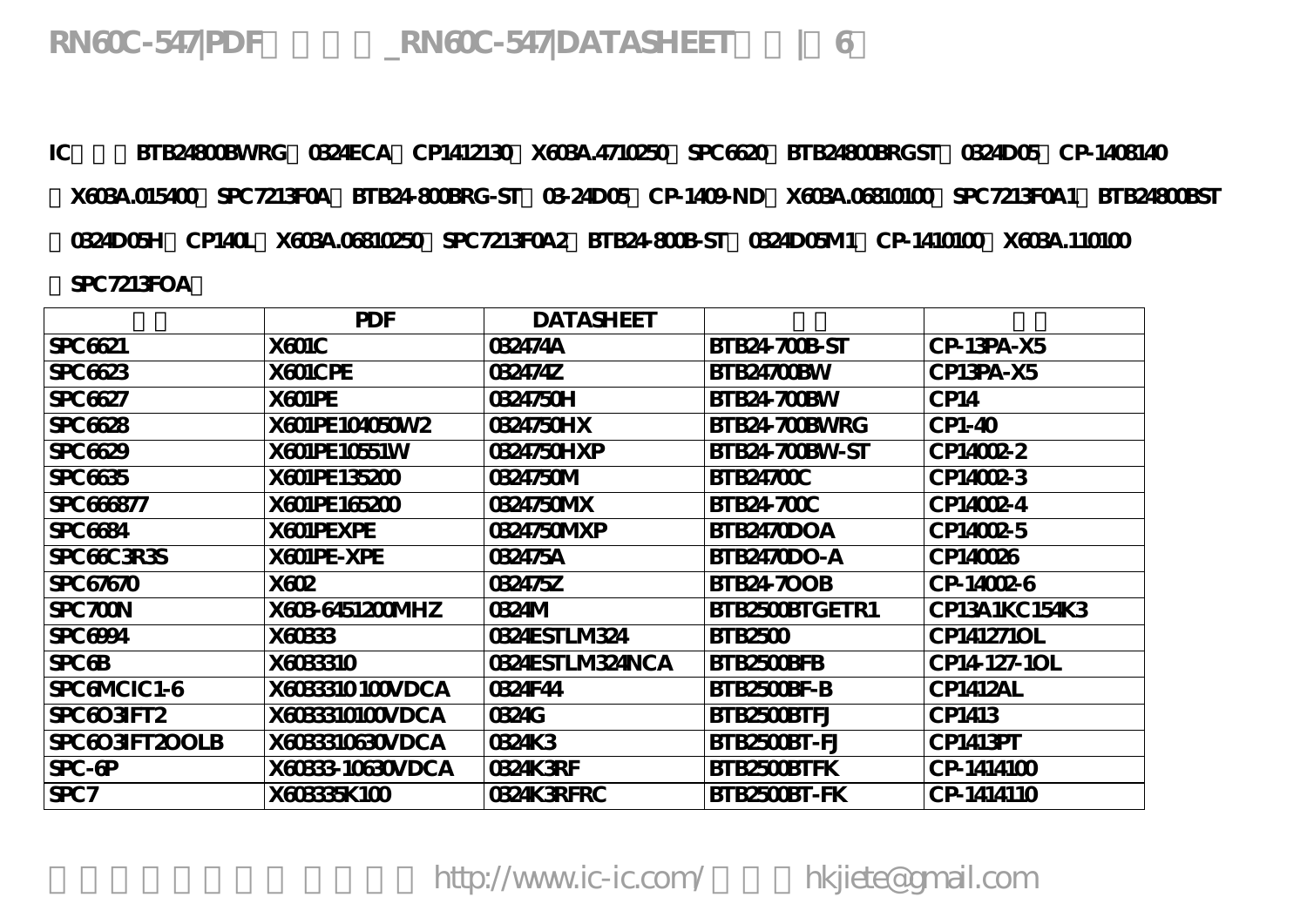IC　　　BTB24800BWRG，0324ECA，CP1412130，X603A.4710250，SPC6620，BTB24800BRGST，0324D05，CP-1408140，X603A.015400，SPC7213F0A，BTB24-800BRG-ST，03-24D05，CP-1409-ND，X603A.06810100，SPC7213F0A1，BTB24800BST，0324D05H，CP140L，X603A.06810250，SPC7213F0A2，BTB24-800B-ST，0324D05M1，CP-1410100，X603A.110100，SPC7213FOA，

| | PDF | DATASHEET | | |
|---|---|---|---|---|
| SPC6621 | X601C | 032474A | BTB24-700B-ST | CP-13PA-X5 |
| SPC6623 | X601CPE | 032474Z | BTB24700BW | CP13PA-X5 |
| SPC6627 | X601PE | 0324750H | BTB24-700BW | CP14 |
| SPC6628 | X601PE104050W2 | 0324750HX | BTB24-700BWRG | CP1-40 |
| SPC6629 | X601PE10551W | 0324750HXP | BTB24-700BW-ST | CP14002-2 |
| SPC6635 | X601PE135200 | 0324750M | BTB24700C | CP14002-3 |
| SPC666877 | X601PE165200 | 0324750MX | BTB24-700C | CP14002-4 |
| SPC6684 | X601PEXPE | 0324750MXP | BTB2470DOA | CP14002-5 |
| SPC66C3R3S | X601PE-XPE | 032475A | BTB2470DO-A | CP140026 |
| SPC67670 | X602 | 032475Z | BTB24-7OOB | CP-14002-6 |
| SPC700N | X603-6451200MHZ | 0324M | BTB2500BTGETR1 | CP13A1KC154K3 |
| SPC6994 | X60333 | 0324ESTLM324 | BTB2500 | CP141271OL |
| SPC6B | X6033310 | 0324ESTLM324NCA | BTB2500BFB | CP14-127-1OL |
| SPC6MCIC1-6 | X6033310 100VDCA | 0324F44 | BTB2500BF-B | CP1412AL |
| SPC6O3IFT2 | X6033310100VDCA | 0324G | BTB2500BTFJ | CP1413 |
| SPC6O3IFT2OOLB | X6033310630VDCA | 0324K3 | BTB2500BT-FJ | CP1413PT |
| SPC-6P | X60333-10630VDCA | 0324K3RF | BTB2500BTFK | CP-1414100 |
| SPC7 | X603335K100 | 0324K3RFRC | BTB2500BT-FK | CP-1414110 |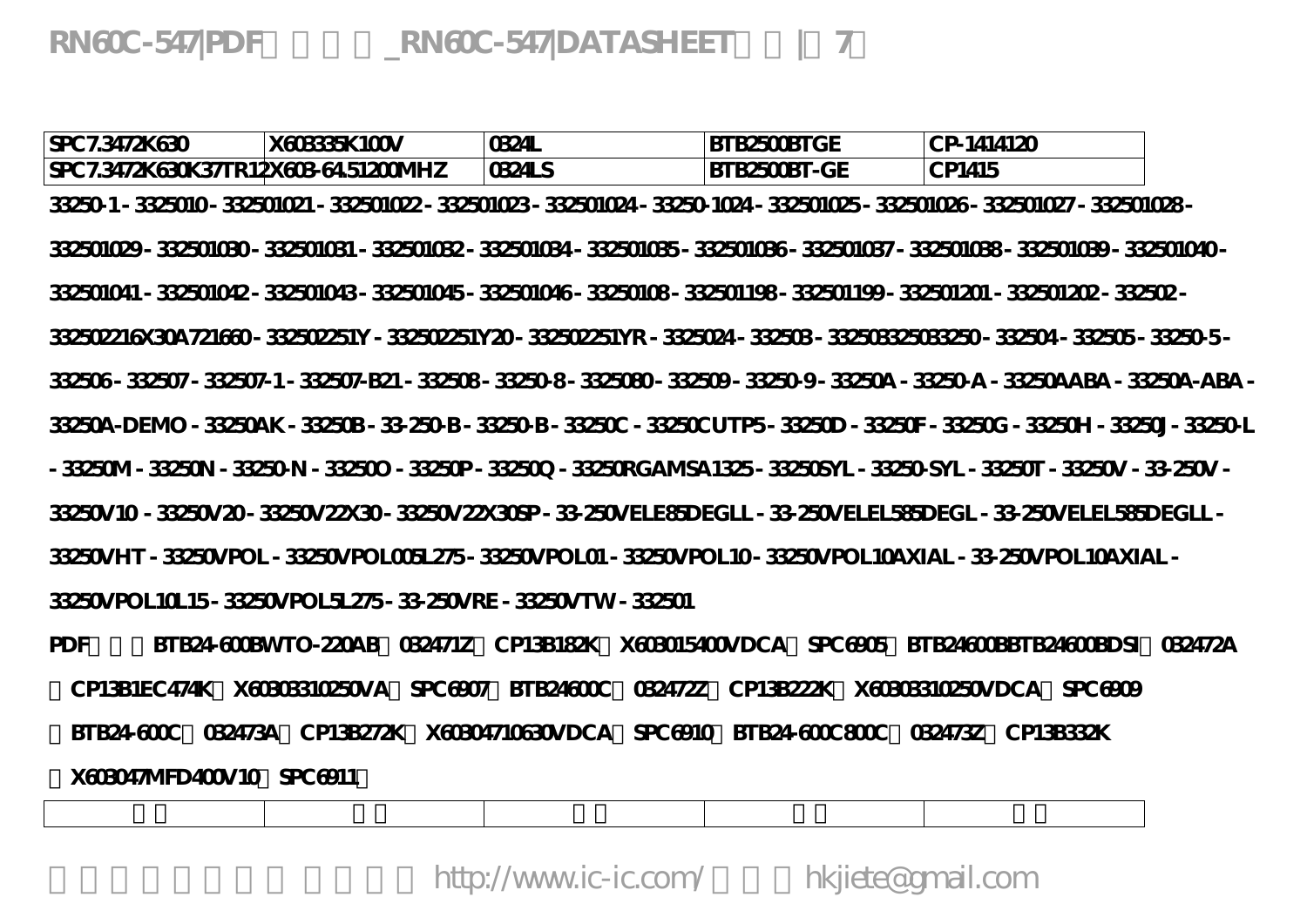| SPC7.3472K630 | X603335K100V | 0324L | BTB2500BTGE | CP-1414120 |
|---|---|---|---|---|
| SPC7.3472K630K37TR12 | X603-64.51200MHZ | 0324LS | BTB2500BT-GE | CP1415 |

33250-1 - 3325010 - 332501021 - 332501022 - 332501023 - 332501024 - 33250-1024 - 332501025 - 332501026 - 332501027 - 332501028 - 332501029 - 332501030 - 332501031 - 332501032 - 332501034 - 332501035 - 332501036 - 332501037 - 332501038 - 332501039 - 332501040 - 332501041 - 332501042 - 332501043 - 332501045 - 332501046 - 33250108 - 332501198 - 332501199 - 332501201 - 332501202 - 332502 - 332502216X30A721660 - 332502251Y - 332502251Y20 - 332502251YR - 3325024 - 332503 - 33250332503325O - 332504 - 332505 - 33250-5 - 332506 - 332507 - 332507-1 - 332507-B21 - 332508 - 33250-8 - 3325080 - 332509 - 33250-9 - 33250A - 33250-A - 33250AABA - 33250A-ABA - 33250A-DEMO - 33250AK - 33250B - 33-250-B - 33250-B - 33250C - 33250CUTP5 - 33250D - 33250F - 33250G - 33250H - 33250J - 33250-L - 33250M - 33250N - 33250-N - 33250O - 33250P - 33250Q - 33250RGAMSA1325 - 33250SYL - 33250-SYL - 33250T - 33250V - 33-250V - 33250V10 - 33250V20 - 33250V22X30 - 33250V22X30SP - 33-250VELE85DEGLL - 33-250VELEL585DEGL - 33-250VELEL585DEGLL - 33250VHT - 33250VPOL - 33250VPOL005L275 - 33250VPOL01 - 33250VPOL10 - 33250VPOL10AXIAL - 33-250VPOL10AXIAL - 33250VPOL10L15 - 33250VPOL5L275 - 33-250VRE - 33250VTW - 332501

PDF　　　BTB24-600BWTO-220AB　032471Z　CP13B182K　X603015400VDCA　SPC6905　BTB24600BBTB24600BDSI　032472A　CP13B1EC474K　X60303310250VA　SPC6907　BTB24600C　032472Z　CP13B222K　X60303310250VDCA　SPC6909　BTB24-600C　032473A　CP13B272K　X60304710630VDCA　SPC6910　BTB24-600C800C　032473Z　CP13B332K　X603047MFD400V10　SPC6911

http://www.ic-ic.com/　hkjiete@gmail.com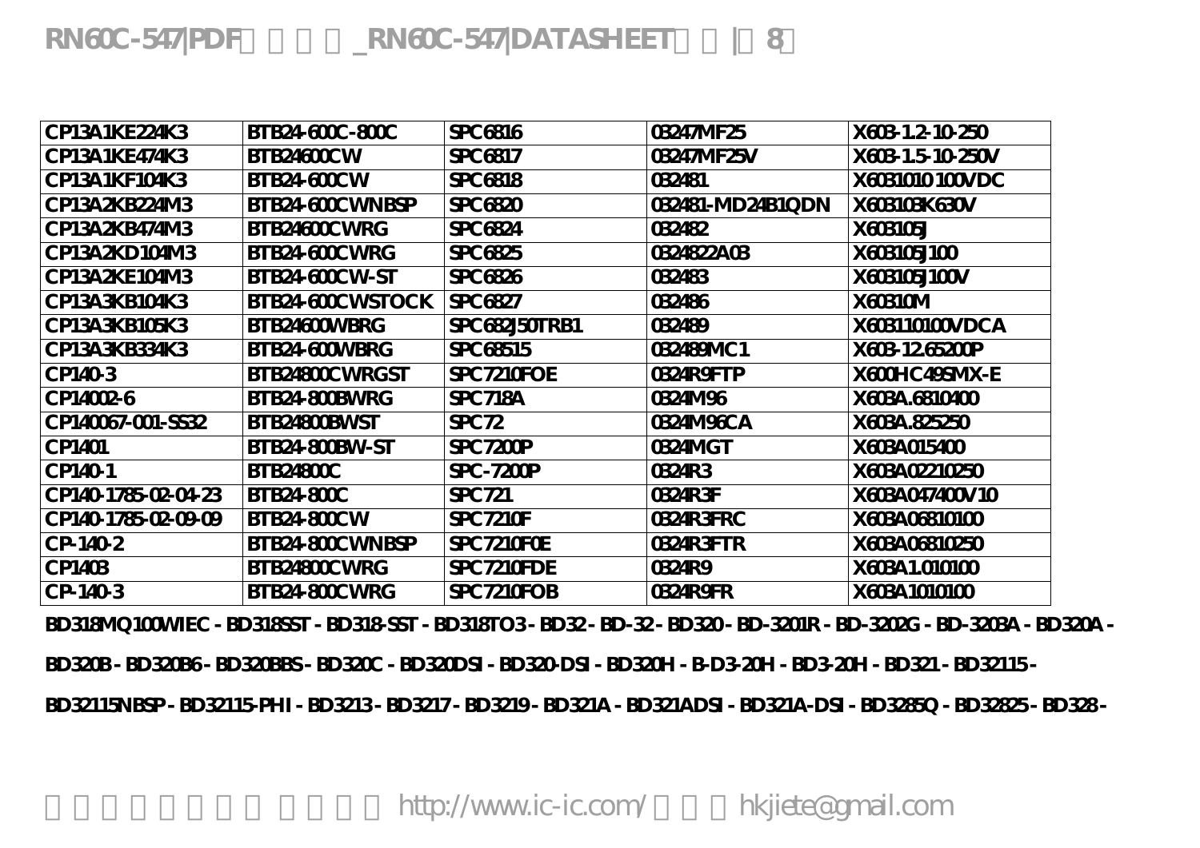| CP13A1KE224K3 | BTB24-600C-800C | SPC6816 | 03247MF25 | X603-1.2-10-250 |
|---|---|---|---|---|
| CP13A1KE474K3 | BTB24600CW | SPC6817 | 03247MF25V | X603-1.5-10-250V |
| CP13A1KF104K3 | BTB24-600CW | SPC6818 | 032481 | X6031010 100VDC |
| CP13A2KB224M3 | BTB24-600CWNBSP | SPC6820 | 032481-MD24B1QDN | X603103K630V |
| CP13A2KB474M3 | BTB24600CWRG | SPC6824 | 032482 | X603105J |
| CP13A2KD104M3 | BTB24-600CWRG | SPC6825 | 0324822A03 | X603105J100 |
| CP13A2KE104M3 | BTB24-600CW-ST | SPC6826 | 032483 | X603105J100V |
| CP13A3KB104K3 | BTB24-600CWSTOCK | SPC6827 | 032486 | X60310M |
| CP13A3KB105K3 | BTB24600WBRG | SPC682J50TRB1 | 032489 | X603110100VDCA |
| CP13A3KB334K3 | BTB24-600WBRG | SPC68515 | 032489MC1 | X603-12.65200P |
| CP140-3 | BTB24800CWRGST | SPC7210FOE | 0324R9FTP | X600HC49SMX-E |
| CP14002-6 | BTB24-800BWRG | SPC718A | 0324M96 | X603A.6810400 |
| CP140067-001-SS32 | BTB24800BWST | SPC72 | 0324M96CA | X603A.825250 |
| CP1401 | BTB24-800BW-ST | SPC7200P | 0324MGT | X603A015400 |
| CP140-1 | BTB24800C | SPC-7200P | 0324R3 | X603A02210250 |
| CP140-1785-02-04-23 | BTB24-800C | SPC721 | 0324R3F | X603A047400V10 |
| CP140-1785-02-09-09 | BTB24-800CW | SPC7210F | 0324R3FRC | X603A06810100 |
| CP-140-2 | BTB24-800CWNBSP | SPC7210F0E | 0324R3FTR | X603A06810250 |
| CP1403 | BTB24800CWRG | SPC7210FDE | 0324R9 | X603A1.010100 |
| CP-140-3 | BTB24-800CWRG | SPC7210FOB | 0324R9FR | X603A1010100 |

BD318MQ100WIEC - BD318SST - BD318-SST - BD318TO3 - BD32 - BD-32 - BD320 - BD-3201R - BD-3202G - BD-3203A - BD320A - BD320B - BD320B6 - BD320BBS - BD320C - BD320DSI - BD320-DSI - BD320H - B-D3-20H - BD3-20H - BD321 - BD32115 - BD32115NBSP - BD32115-PHI - BD3213 - BD3217 - BD3219 - BD321A - BD321ADSI - BD321A-DSI - BD3285Q - BD32825 - BD328 -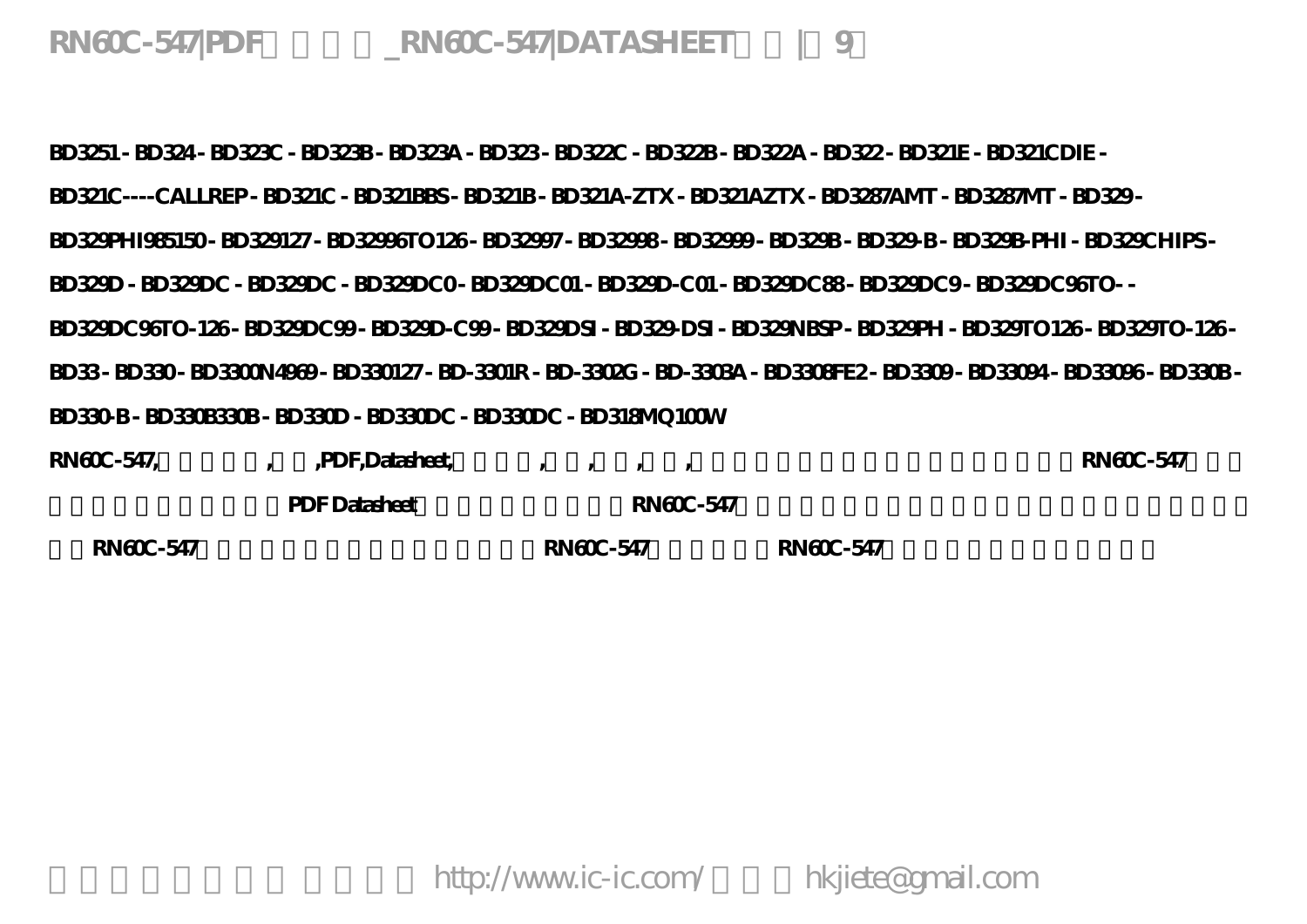BD3251 - BD324 - BD323C - BD323B - BD323A - BD323 - BD322C - BD322B - BD322A - BD322 - BD321E - BD321CDIE - BD321C----CALLREP - BD321C - BD321BBS - BD321B - BD321A-ZTX - BD321AZTX - BD3287AMT - BD3287MT - BD329 - BD329PHI985150 - BD329127 - BD32996TO126 - BD32997 - BD32998 - BD32999 - BD329B - BD329-B - BD329B-PHI - BD329CHIPS - BD329D - BD329DC - BD329DC - BD329DC0 - BD329DC01 - BD329D-C01 - BD329DC88 - BD329DC9 - BD329DC96TO- - BD329DC96TO-126 - BD329DC99 - BD329D-C99 - BD329DSI - BD329-DSI - BD329NBSP - BD329PH - BD329TO126 - BD329TO-126 - BD33 - BD330 - BD3300N4969 - BD330127 - BD-3301R - BD-3302G - BD-3303A - BD3308FE2 - BD3309 - BD33094 - BD33096 - BD330B - BD330-B - BD330B330B - BD330D - BD330DC - BD330DC - BD318MQ100W

RN60C-547, , ,PDF,Datasheet, , , , , RN60C-547 PDF Datasheet RN60C-547 RN60C-547 RN60C-547 RN60C-547